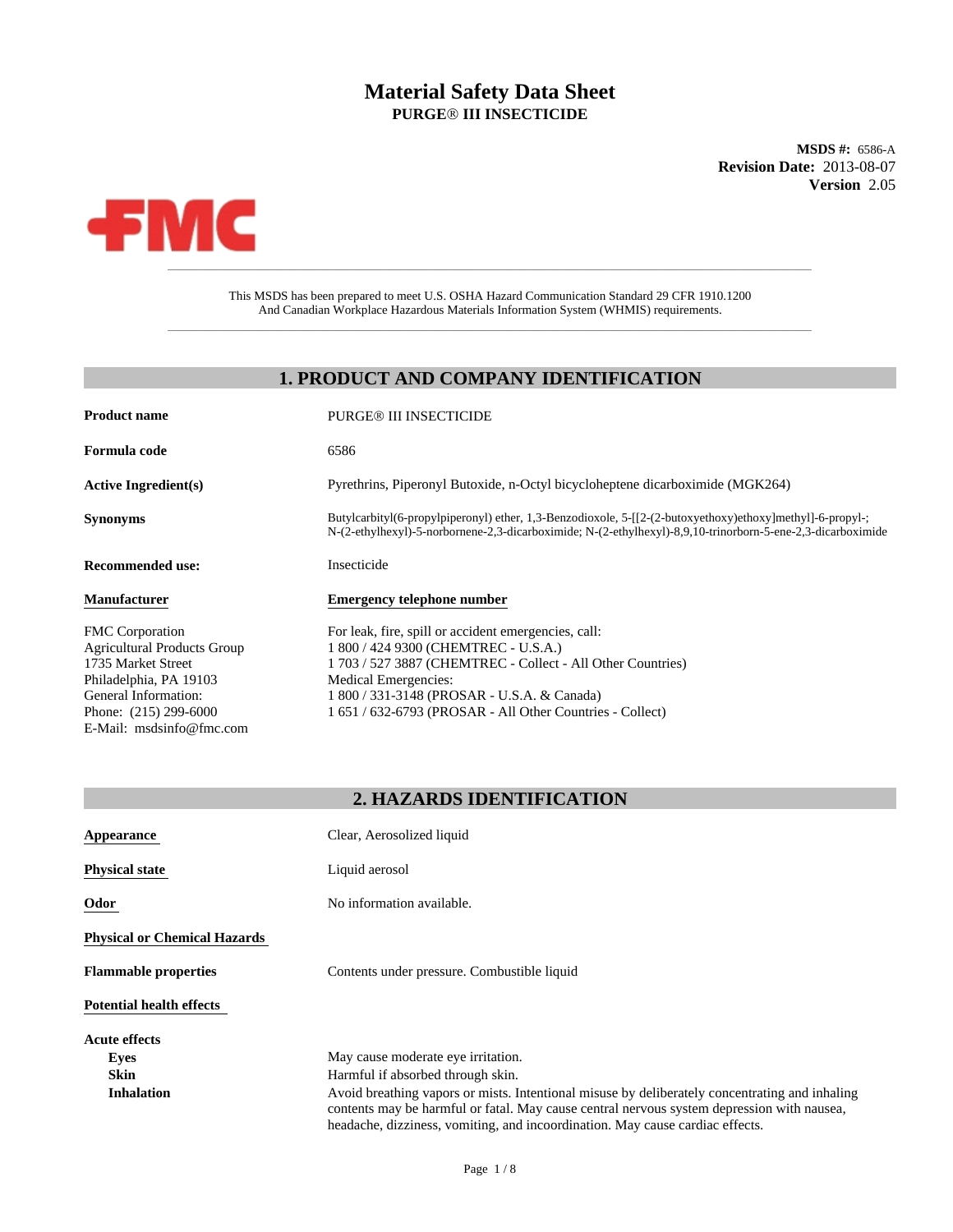# Material Safety Data Sheet
**PURGE® III INSECTICIDE**

**MSDS #:** 6586-A
**Revision Date:** 2013-08-07
**Version** 2.05

This MSDS has been prepared to meet U.S. OSHA Hazard Communication Standard 29 CFR 1910.1200
And Canadian Workplace Hazardous Materials Information System (WHMIS) requirements.

## 1. PRODUCT AND COMPANY IDENTIFICATION

**Product name** PURGE® III INSECTICIDE

**Formula code** 6586

**Active Ingredient(s)** Pyrethrins, Piperonyl Butoxide, n-Octyl bicycloheptene dicarboximide (MGK264)

**Synonyms** Butylcarbityl(6-propylpiperonyl) ether, 1,3-Benzodioxole, 5-[[2-(2-butoxyethoxy)ethoxy]methyl]-6-propyl-; N-(2-ethylhexyl)-5-norbornene-2,3-dicarboximide; N-(2-ethylhexyl)-8,9,10-trinorborn-5-ene-2,3-dicarboximide

**Recommended use:** Insecticide

**Manufacturer**

FMC Corporation
Agricultural Products Group
1735 Market Street
Philadelphia, PA 19103
General Information:
Phone: (215) 299-6000
E-Mail: msdsinfo@fmc.com

**Emergency telephone number**

For leak, fire, spill or accident emergencies, call:
1 800 / 424 9300 (CHEMTREC - U.S.A.)
1 703 / 527 3887 (CHEMTREC - Collect - All Other Countries)
Medical Emergencies:
1 800 / 331-3148 (PROSAR - U.S.A. & Canada)
1 651 / 632-6793 (PROSAR - All Other Countries - Collect)

## 2. HAZARDS IDENTIFICATION

**Appearance** Clear, Aerosolized liquid

**Physical state** Liquid aerosol

**Odor** No information available.

**Physical or Chemical Hazards**

**Flammable properties** Contents under pressure. Combustible liquid

**Potential health effects**

**Acute effects**

**Eyes** May cause moderate eye irritation.

**Skin** Harmful if absorbed through skin.

**Inhalation** Avoid breathing vapors or mists. Intentional misuse by deliberately concentrating and inhaling contents may be harmful or fatal. May cause central nervous system depression with nausea, headache, dizziness, vomiting, and incoordination. May cause cardiac effects.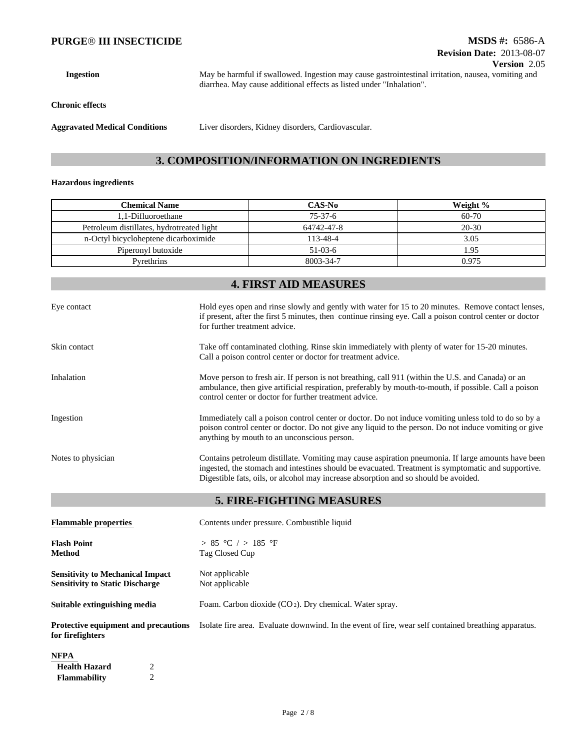**Ingestion** May be harmful if swallowed. Ingestion may cause gastrointestinal irritation, nausea, vomiting and diarrhea. May cause additional effects as listed under "Inhalation".

**Chronic effects**

**Aggravated Medical Conditions** Liver disorders, Kidney disorders, Cardiovascular.

## 3. COMPOSITION/INFORMATION ON INGREDIENTS

**Hazardous ingredients**

| Chemical Name | CAS-No | Weight % |
|---|---|---|
| 1,1-Difluoroethane | 75-37-6 | 60-70 |
| Petroleum distillates, hydrotreated light | 64742-47-8 | 20-30 |
| n-Octyl bicycloheptene dicarboximide | 113-48-4 | 3.05 |
| Piperonyl butoxide | 51-03-6 | 1.95 |
| Pyrethrins | 8003-34-7 | 0.975 |

## 4. FIRST AID MEASURES

**Eye contact**
Hold eyes open and rinse slowly and gently with water for 15 to 20 minutes. Remove contact lenses, if present, after the first 5 minutes, then continue rinsing eye. Call a poison control center or doctor for further treatment advice.

**Skin contact**
Take off contaminated clothing. Rinse skin immediately with plenty of water for 15-20 minutes. Call a poison control center or doctor for treatment advice.

**Inhalation**
Move person to fresh air. If person is not breathing, call 911 (within the U.S. and Canada) or an ambulance, then give artificial respiration, preferably by mouth-to-mouth, if possible. Call a poison control center or doctor for further treatment advice.

**Ingestion**
Immediately call a poison control center or doctor. Do not induce vomiting unless told to do so by a poison control center or doctor. Do not give any liquid to the person. Do not induce vomiting or give anything by mouth to an unconscious person.

**Notes to physician**
Contains petroleum distillate. Vomiting may cause aspiration pneumonia. If large amounts have been ingested, the stomach and intestines should be evacuated. Treatment is symptomatic and supportive. Digestible fats, oils, or alcohol may increase absorption and so should be avoided.

## 5. FIRE-FIGHTING MEASURES

**Flammable properties** Contents under pressure. Combustible liquid

**Flash Point** > 85 °C / > 185 °F
**Method** Tag Closed Cup

**Sensitivity to Mechanical Impact** Not applicable
**Sensitivity to Static Discharge** Not applicable

**Suitable extinguishing media** Foam. Carbon dioxide ($CO_2$). Dry chemical. Water spray.

**Protective equipment and precautions for firefighters** Isolate fire area. Evaluate downwind. In the event of fire, wear self contained breathing apparatus.

**NFPA**

| | |
|---|---|
| **Health Hazard** | 2 |
| **Flammability** | 2 |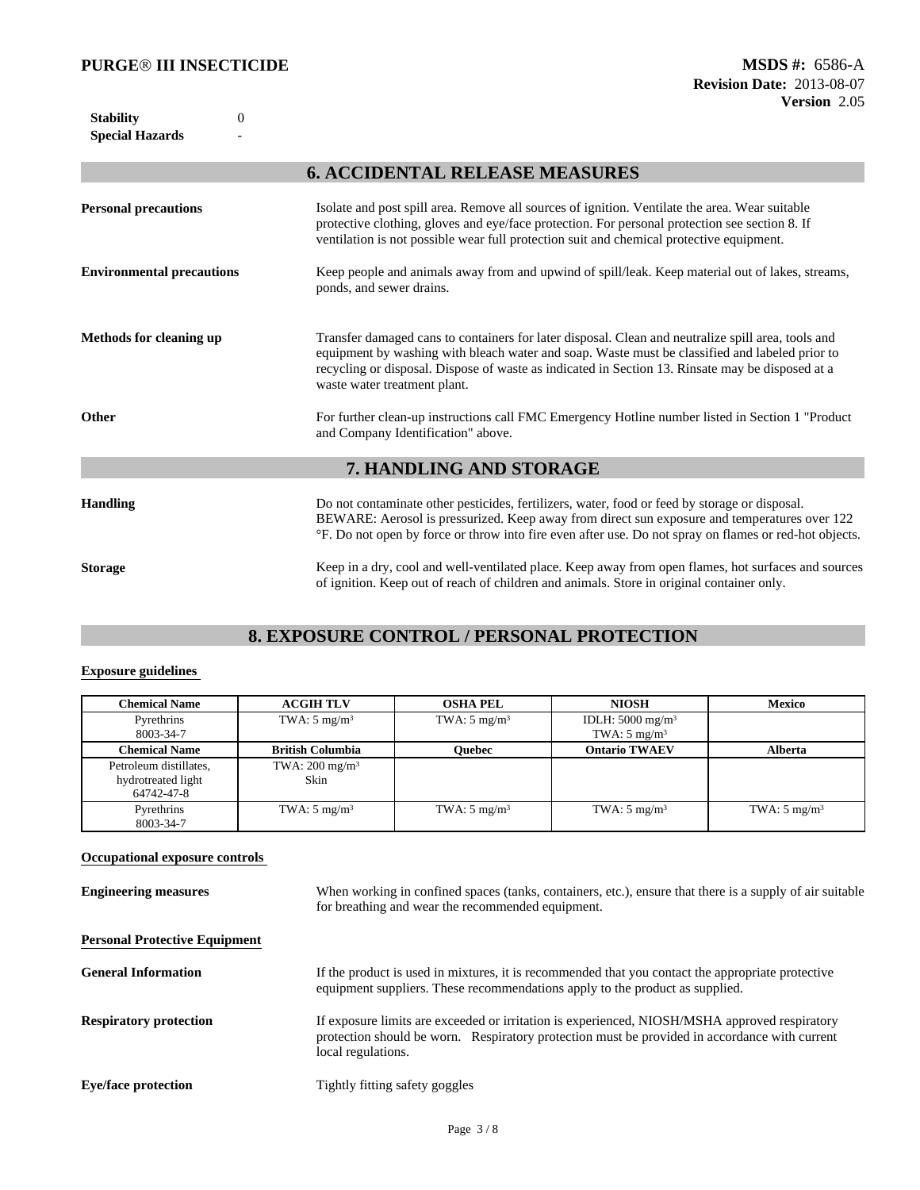| | |
|---|---|
| **Stability** | 0 |
| **Special Hazards** | - |

## 6. ACCIDENTAL RELEASE MEASURES

**Personal precautions**

Isolate and post spill area. Remove all sources of ignition. Ventilate the area. Wear suitable protective clothing, gloves and eye/face protection. For personal protection see section 8. If ventilation is not possible wear full protection suit and chemical protective equipment.

**Environmental precautions**

Keep people and animals away from and upwind of spill/leak. Keep material out of lakes, streams, ponds, and sewer drains.

**Methods for cleaning up**

Transfer damaged cans to containers for later disposal. Clean and neutralize spill area, tools and equipment by washing with bleach water and soap. Waste must be classified and labeled prior to recycling or disposal. Dispose of waste as indicated in Section 13. Rinsate may be disposed at a waste water treatment plant.

**Other**

For further clean-up instructions call FMC Emergency Hotline number listed in Section 1 "Product and Company Identification" above.

## 7. HANDLING AND STORAGE

**Handling**

Do not contaminate other pesticides, fertilizers, water, food or feed by storage or disposal. BEWARE: Aerosol is pressurized. Keep away from direct sun exposure and temperatures over 122 °F. Do not open by force or throw into fire even after use. Do not spray on flames or red-hot objects.

**Storage**

Keep in a dry, cool and well-ventilated place. Keep away from open flames, hot surfaces and sources of ignition. Keep out of reach of children and animals. Store in original container only.

## 8. EXPOSURE CONTROL / PERSONAL PROTECTION

**Exposure guidelines**

| Chemical Name | ACGIH TLV | OSHA PEL | NIOSH | Mexico |
|---|---|---|---|---|
| Pyrethrins 8003-34-7 | TWA: 5 mg/m³ | TWA: 5 mg/m³ | IDLH: 5000 mg/m³ TWA: 5 mg/m³ | |
| **Chemical Name** | **British Columbia** | **Quebec** | **Ontario TWAEV** | **Alberta** |
| Petroleum distillates, hydrotreated light 64742-47-8 | TWA: 200 mg/m³ Skin | | | |
| Pyrethrins 8003-34-7 | TWA: 5 mg/m³ | TWA: 5 mg/m³ | TWA: 5 mg/m³ | TWA: 5 mg/m³ |

**Occupational exposure controls**

**Engineering measures**

When working in confined spaces (tanks, containers, etc.), ensure that there is a supply of air suitable for breathing and wear the recommended equipment.

**Personal Protective Equipment**

**General Information**

If the product is used in mixtures, it is recommended that you contact the appropriate protective equipment suppliers. These recommendations apply to the product as supplied.

**Respiratory protection**

If exposure limits are exceeded or irritation is experienced, NIOSH/MSHA approved respiratory protection should be worn. Respiratory protection must be provided in accordance with current local regulations.

**Eye/face protection**

Tightly fitting safety goggles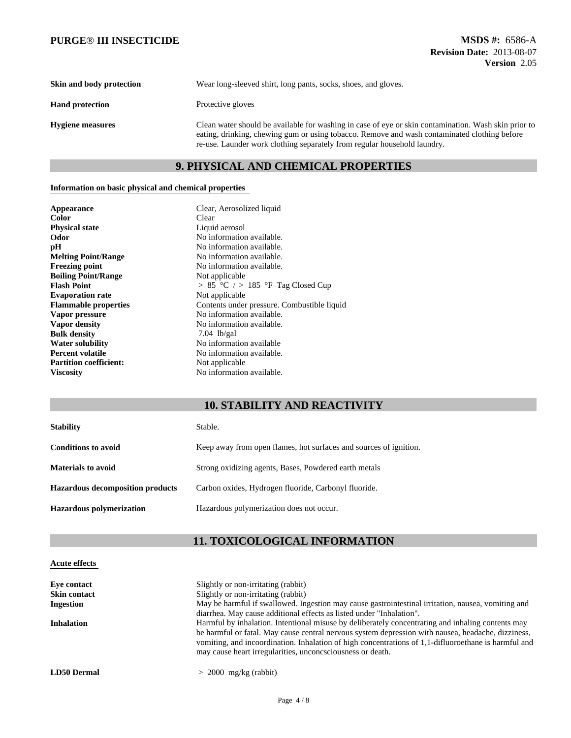| | |
|---|---|
| **Skin and body protection** | Wear long-sleeved shirt, long pants, socks, shoes, and gloves. |
| **Hand protection** | Protective gloves |
| **Hygiene measures** | Clean water should be available for washing in case of eye or skin contamination. Wash skin prior to eating, drinking, chewing gum or using tobacco. Remove and wash contaminated clothing before re-use. Launder work clothing separately from regular household laundry. |

## 9. PHYSICAL AND CHEMICAL PROPERTIES

**Information on basic physical and chemical properties**

| | |
|---|---|
| **Appearance** | Clear, Aerosolized liquid |
| **Color** | Clear |
| **Physical state** | Liquid aerosol |
| **Odor** | No information available. |
| **pH** | No information available. |
| **Melting Point/Range** | No information available. |
| **Freezing point** | No information available. |
| **Boiling Point/Range** | Not applicable |
| **Flash Point** | > 85 °C / > 185 °F Tag Closed Cup |
| **Evaporation rate** | Not applicable |
| **Flammable properties** | Contents under pressure. Combustible liquid |
| **Vapor pressure** | No information available. |
| **Vapor density** | No information available. |
| **Bulk density** | 7.04 lb/gal |
| **Water solubility** | No information available |
| **Percent volatile** | No information available. |
| **Partition coefficient:** | Not applicable |
| **Viscosity** | No information available. |

## 10. STABILITY AND REACTIVITY

| | |
|---|---|
| **Stability** | Stable. |
| **Conditions to avoid** | Keep away from open flames, hot surfaces and sources of ignition. |
| **Materials to avoid** | Strong oxidizing agents, Bases, Powdered earth metals |
| **Hazardous decomposition products** | Carbon oxides, Hydrogen fluoride, Carbonyl fluoride. |
| **Hazardous polymerization** | Hazardous polymerization does not occur. |

## 11. TOXICOLOGICAL INFORMATION

**Acute effects**

| | |
|---|---|
| **Eye contact** | Slightly or non-irritating (rabbit) |
| **Skin contact** | Slightly or non-irritating (rabbit) |
| **Ingestion** | May be harmful if swallowed. Ingestion may cause gastrointestinal irritation, nausea, vomiting and diarrhea. May cause additional effects as listed under "Inhalation". |
| **Inhalation** | Harmful by inhalation. Intentional misuse by deliberately concentrating and inhaling contents may be harmful or fatal. May cause central nervous system depression with nausea, headache, dizziness, vomiting, and incoordination. Inhalation of high concentrations of 1,1-difluoroethane is harmful and may cause heart irregularities, unconcsciousness or death. |
| **LD50 Dermal** | > 2000 mg/kg (rabbit) |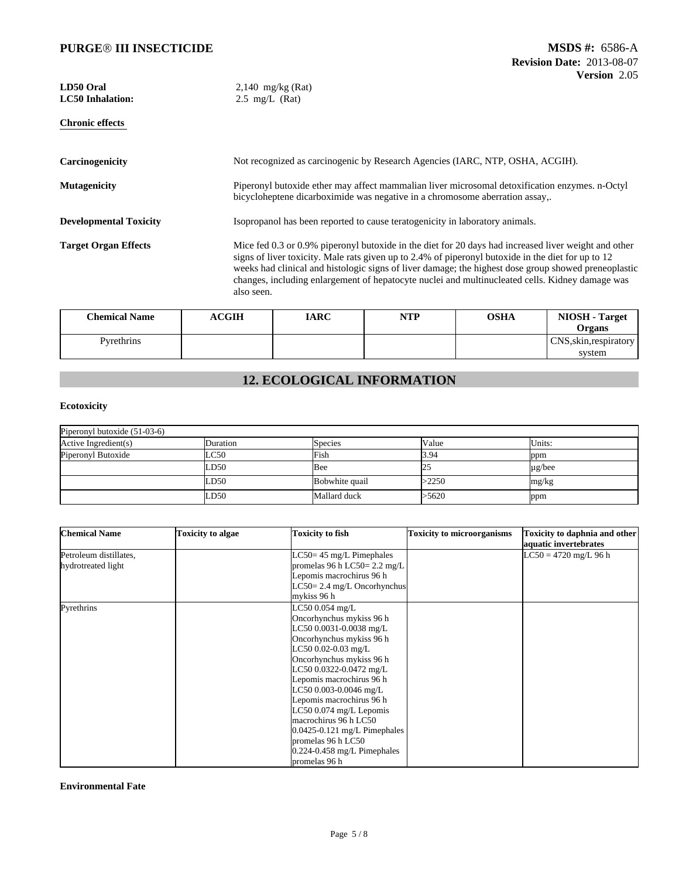| | |
|---|---|
| **LD50 Oral** | 2,140 mg/kg (Rat) |
| **LC50 Inhalation:** | 2.5 mg/L (Rat) |

**Chronic effects**

**Carcinogenicity** Not recognized as carcinogenic by Research Agencies (IARC, NTP, OSHA, ACGIH).

**Mutagenicity** Piperonyl butoxide ether may affect mammalian liver microsomal detoxification enzymes. n-Octyl bicycloheptene dicarboximide was negative in a chromosome aberration assay,.

**Developmental Toxicity** Isopropanol has been reported to cause teratogenicity in laboratory animals.

**Target Organ Effects** Mice fed 0.3 or 0.9% piperonyl butoxide in the diet for 20 days had increased liver weight and other signs of liver toxicity. Male rats given up to 2.4% of piperonyl butoxide in the diet for up to 12 weeks had clinical and histologic signs of liver damage; the highest dose group showed preneoplastic changes, including enlargement of hepatocyte nuclei and multinucleated cells. Kidney damage was also seen.

| Chemical Name | ACGIH | IARC | NTP | OSHA | NIOSH - Target Organs |
|---|---|---|---|---|---|
| Pyrethrins | | | | | CNS,skin,respiratory system |

## 12. ECOLOGICAL INFORMATION

**Ecotoxicity**

| Piperonyl butoxide (51-03-6) | | | | |
|---|---|---|---|---|
| Active Ingredient(s) | Duration | Species | Value | Units: |
| Piperonyl Butoxide | LC50 | Fish | 3.94 | ppm |
| | LD50 | Bee | 25 | µg/bee |
| | LD50 | Bobwhite quail | >2250 | mg/kg |
| | LD50 | Mallard duck | >5620 | ppm |

| Chemical Name | Toxicity to algae | Toxicity to fish | Toxicity to microorganisms | Toxicity to daphnia and other aquatic invertebrates |
|---|---|---|---|---|
| Petroleum distillates, hydrotreated light | | LC50= 45 mg/L Pimephales promelas 96 h LC50= 2.2 mg/L Lepomis macrochirus 96 h LC50= 2.4 mg/L Oncorhynchus mykiss 96 h | | LC50 = 4720 mg/L 96 h |
| Pyrethrins | | LC50 0.054 mg/L Oncorhynchus mykiss 96 h LC50 0.0031-0.0038 mg/L Oncorhynchus mykiss 96 h LC50 0.02-0.03 mg/L Oncorhynchus mykiss 96 h LC50 0.0322-0.0472 mg/L Lepomis macrochirus 96 h LC50 0.003-0.0046 mg/L Lepomis macrochirus 96 h LC50 0.074 mg/L Lepomis macrochirus 96 h LC50 0.0425-0.121 mg/L Pimephales promelas 96 h LC50 0.224-0.458 mg/L Pimephales promelas 96 h | | |

**Environmental Fate**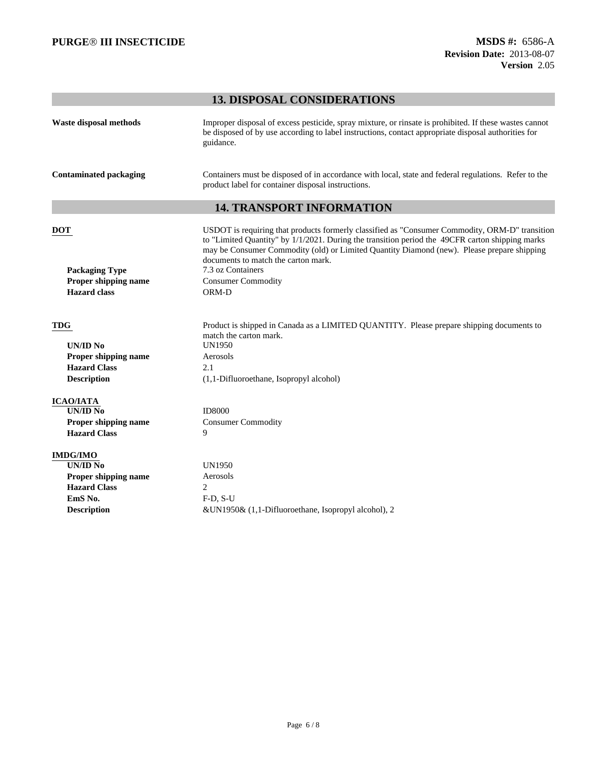## 13. DISPOSAL CONSIDERATIONS

**Waste disposal methods** — Improper disposal of excess pesticide, spray mixture, or rinsate is prohibited. If these wastes cannot be disposed of by use according to label instructions, contact appropriate disposal authorities for guidance.

**Contaminated packaging** — Containers must be disposed of in accordance with local, state and federal regulations. Refer to the product label for container disposal instructions.

## 14. TRANSPORT INFORMATION

**DOT** — USDOT is requiring that products formerly classified as "Consumer Commodity, ORM-D" transition to "Limited Quantity" by 1/1/2021. During the transition period the 49CFR carton shipping marks may be Consumer Commodity (old) or Limited Quantity Diamond (new). Please prepare shipping documents to match the carton mark.

| | |
|---|---|
| **Packaging Type** | 7.3 oz Containers |
| **Proper shipping name** | Consumer Commodity |
| **Hazard class** | ORM-D |

**TDG** — Product is shipped in Canada as a LIMITED QUANTITY. Please prepare shipping documents to match the carton mark.

| | |
|---|---|
| **UN/ID No** | UN1950 |
| **Proper shipping name** | Aerosols |
| **Hazard Class** | 2.1 |
| **Description** | (1,1-Difluoroethane, Isopropyl alcohol) |

**ICAO/IATA**

| | |
|---|---|
| **UN/ID No** | ID8000 |
| **Proper shipping name** | Consumer Commodity |
| **Hazard Class** | 9 |

**IMDG/IMO**

| | |
|---|---|
| **UN/ID No** | UN1950 |
| **Proper shipping name** | Aerosols |
| **Hazard Class** | 2 |
| **EmS No.** | F-D, S-U |
| **Description** | &UN1950& (1,1-Difluoroethane, Isopropyl alcohol), 2 |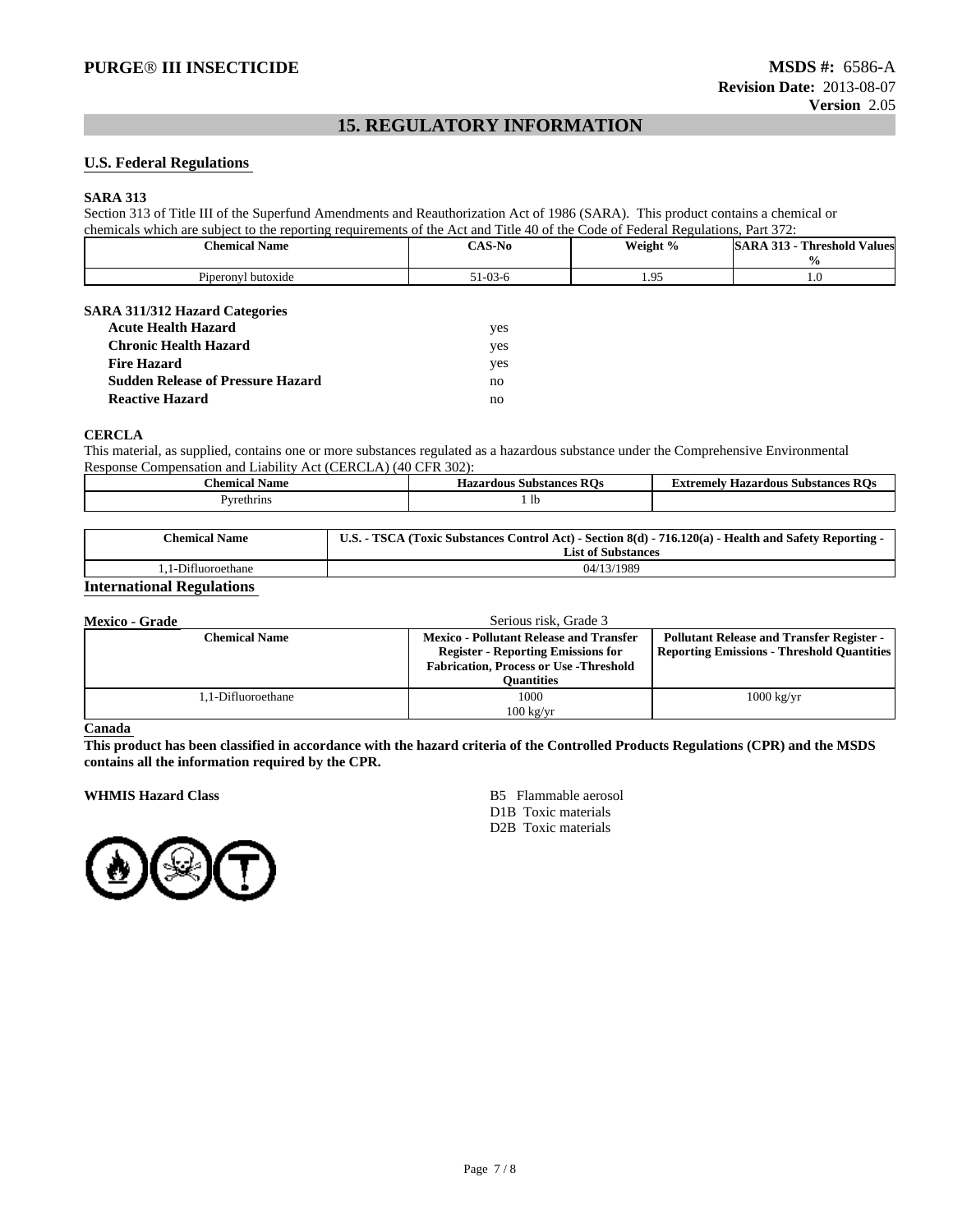## 15. REGULATORY INFORMATION

### U.S. Federal Regulations

**SARA 313**

Section 313 of Title III of the Superfund Amendments and Reauthorization Act of 1986 (SARA). This product contains a chemical or chemicals which are subject to the reporting requirements of the Act and Title 40 of the Code of Federal Regulations, Part 372:

| Chemical Name | CAS-No | Weight % | SARA 313 - Threshold Values % |
|---|---|---|---|
| Piperonyl butoxide | 51-03-6 | 1.95 | 1.0 |

**SARA 311/312 Hazard Categories**

| | |
|---|---|
| **Acute Health Hazard** | yes |
| **Chronic Health Hazard** | yes |
| **Fire Hazard** | yes |
| **Sudden Release of Pressure Hazard** | no |
| **Reactive Hazard** | no |

**CERCLA**

This material, as supplied, contains one or more substances regulated as a hazardous substance under the Comprehensive Environmental Response Compensation and Liability Act (CERCLA) (40 CFR 302):

| Chemical Name | Hazardous Substances RQs | Extremely Hazardous Substances RQs |
|---|---|---|
| Pyrethrins | 1 lb | |

| Chemical Name | U.S. - TSCA (Toxic Substances Control Act) - Section 8(d) - 716.120(a) - Health and Safety Reporting - List of Substances |
|---|---|
| 1,1-Difluoroethane | 04/13/1989 |

### International Regulations

**Mexico - Grade** Serious risk, Grade 3

| Chemical Name | Mexico - Pollutant Release and Transfer Register - Reporting Emissions for Fabrication, Process or Use -Threshold Quantities | Pollutant Release and Transfer Register - Reporting Emissions - Threshold Quantities |
|---|---|---|
| 1,1-Difluoroethane | 1000<br>100 kg/yr | 1000 kg/yr |

**Canada**

**This product has been classified in accordance with the hazard criteria of the Controlled Products Regulations (CPR) and the MSDS contains all the information required by the CPR.**

**WHMIS Hazard Class**

B5 Flammable aerosol
D1B Toxic materials
D2B Toxic materials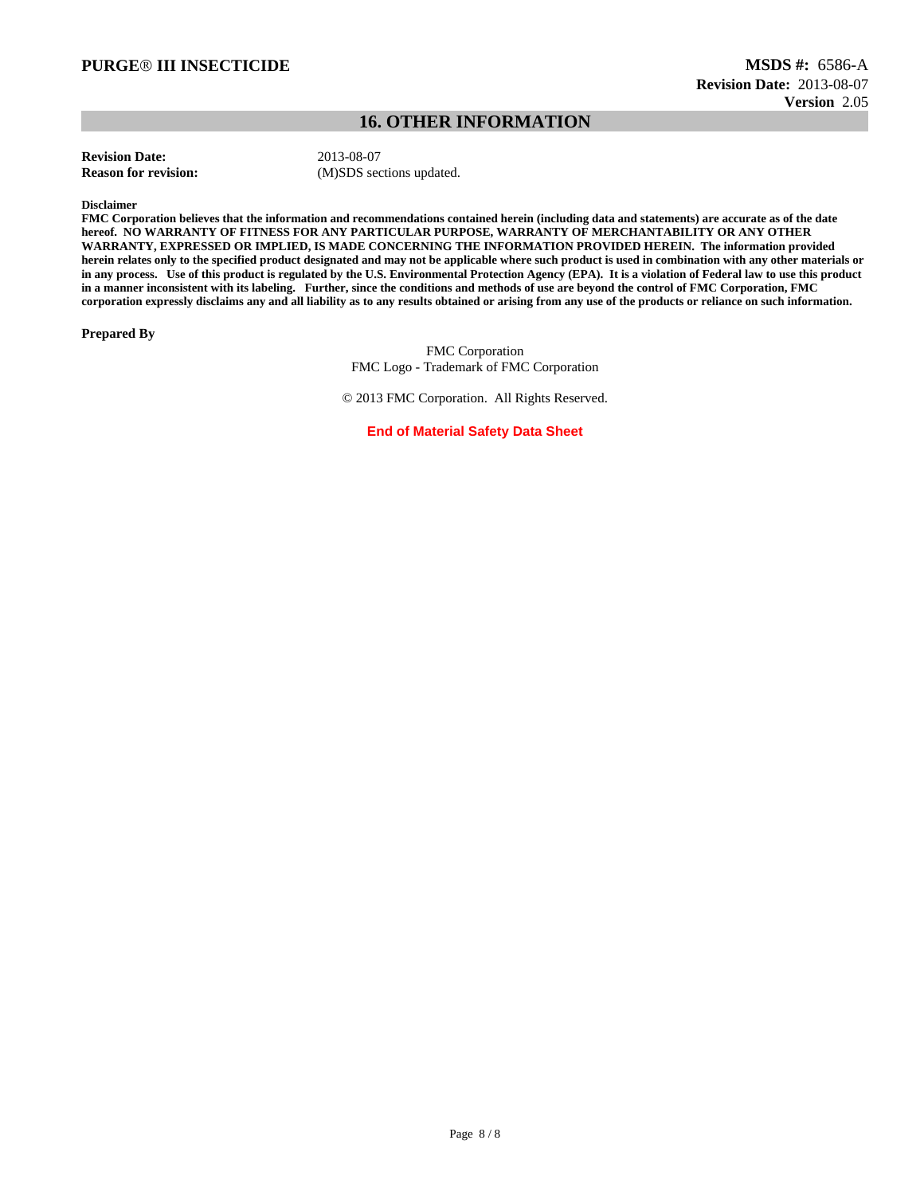## 16. OTHER INFORMATION

**Revision Date:** 2013-08-07
**Reason for revision:** (M)SDS sections updated.

**Disclaimer**

**FMC Corporation believes that the information and recommendations contained herein (including data and statements) are accurate as of the date hereof. NO WARRANTY OF FITNESS FOR ANY PARTICULAR PURPOSE, WARRANTY OF MERCHANTABILITY OR ANY OTHER WARRANTY, EXPRESSED OR IMPLIED, IS MADE CONCERNING THE INFORMATION PROVIDED HEREIN. The information provided herein relates only to the specified product designated and may not be applicable where such product is used in combination with any other materials or in any process. Use of this product is regulated by the U.S. Environmental Protection Agency (EPA). It is a violation of Federal law to use this product in a manner inconsistent with its labeling. Further, since the conditions and methods of use are beyond the control of FMC Corporation, FMC corporation expressly disclaims any and all liability as to any results obtained or arising from any use of the products or reliance on such information.**

**Prepared By**

FMC Corporation
FMC Logo - Trademark of FMC Corporation

© 2013 FMC Corporation. All Rights Reserved.

**End of Material Safety Data Sheet**